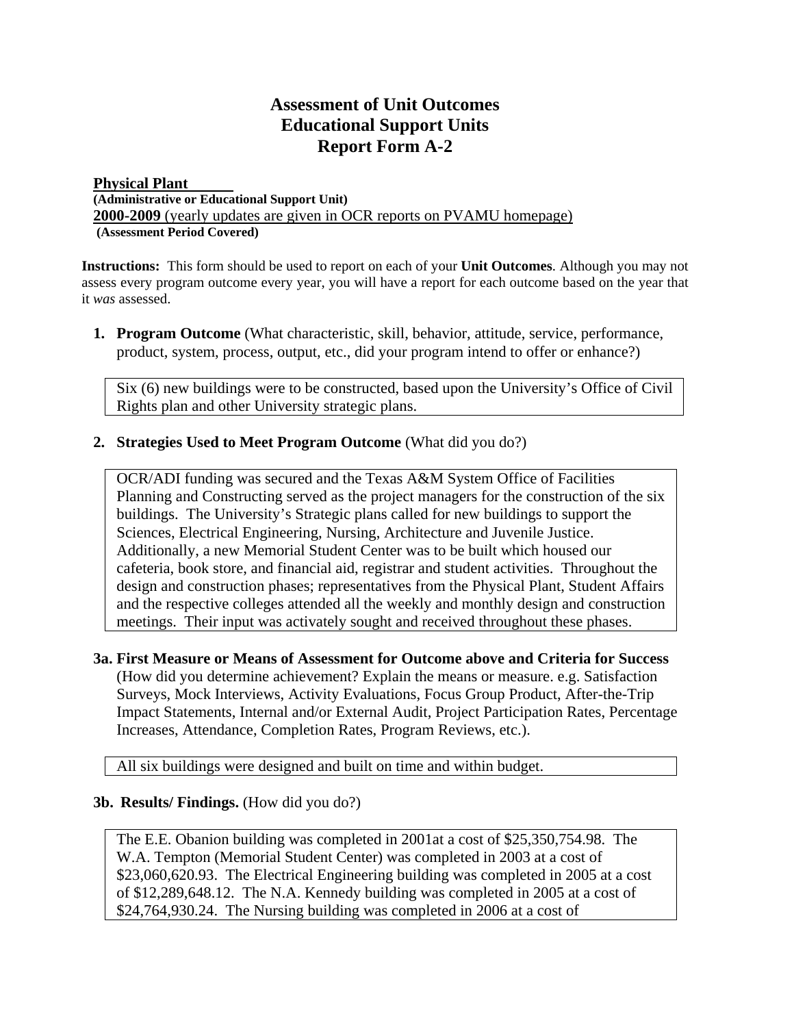# Assessment of Unit Outcomes
# Educational Support Units
# Report Form A-2

**Physical Plant**
**(Administrative or Educational Support Unit)**
**2000-2009** (yearly updates are given in OCR reports on PVAMU homepage)
**(Assessment Period Covered)**

**Instructions:** This form should be used to report on each of your **Unit Outcomes**. Although you may not assess every program outcome every year, you will have a report for each outcome based on the year that it *was* assessed.

1. **Program Outcome** (What characteristic, skill, behavior, attitude, service, performance, product, system, process, output, etc., did your program intend to offer or enhance?)

   Six (6) new buildings were to be constructed, based upon the University's Office of Civil Rights plan and other University strategic plans.

2. **Strategies Used to Meet Program Outcome** (What did you do?)

   OCR/ADI funding was secured and the Texas A&M System Office of Facilities Planning and Constructing served as the project managers for the construction of the six buildings. The University's Strategic plans called for new buildings to support the Sciences, Electrical Engineering, Nursing, Architecture and Juvenile Justice. Additionally, a new Memorial Student Center was to be built which housed our cafeteria, book store, and financial aid, registrar and student activities. Throughout the design and construction phases; representatives from the Physical Plant, Student Affairs and the respective colleges attended all the weekly and monthly design and construction meetings. Their input was activately sought and received throughout these phases.

**3a. First Measure or Means of Assessment for Outcome above and Criteria for Success** (How did you determine achievement? Explain the means or measure. e.g. Satisfaction Surveys, Mock Interviews, Activity Evaluations, Focus Group Product, After-the-Trip Impact Statements, Internal and/or External Audit, Project Participation Rates, Percentage Increases, Attendance, Completion Rates, Program Reviews, etc.).

All six buildings were designed and built on time and within budget.

**3b. Results/ Findings.** (How did you do?)

The E.E. Obanion building was completed in 2001at a cost of $25,350,754.98. The W.A. Tempton (Memorial Student Center) was completed in 2003 at a cost of $23,060,620.93. The Electrical Engineering building was completed in 2005 at a cost of $12,289,648.12. The N.A. Kennedy building was completed in 2005 at a cost of $24,764,930.24. The Nursing building was completed in 2006 at a cost of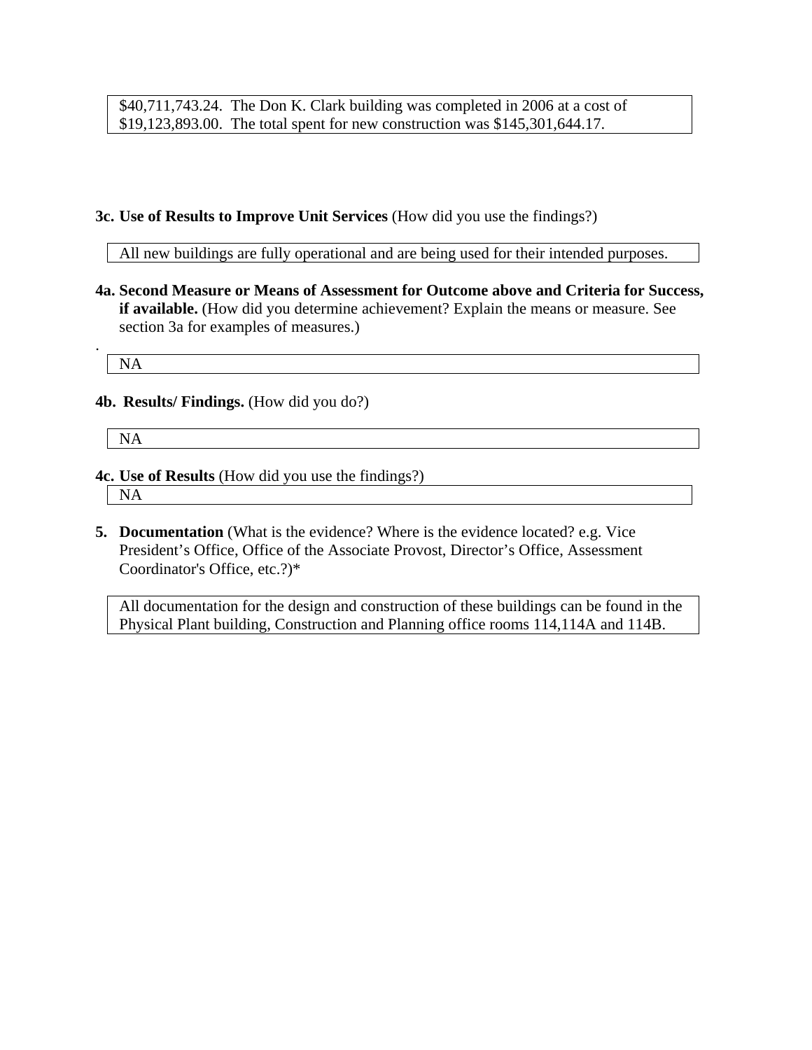$40,711,743.24. The Don K. Clark building was completed in 2006 at a cost of $19,123,893.00. The total spent for new construction was $145,301,644.17.

**3c. Use of Results to Improve Unit Services** (How did you use the findings?)

All new buildings are fully operational and are being used for their intended purposes.

**4a. Second Measure or Means of Assessment for Outcome above and Criteria for Success, if available.** (How did you determine achievement? Explain the means or measure. See section 3a for examples of measures.)

.

NA

**4b. Results/ Findings.** (How did you do?)

NA

**4c. Use of Results** (How did you use the findings?)

NA

**5. Documentation** (What is the evidence? Where is the evidence located? e.g. Vice President's Office, Office of the Associate Provost, Director's Office, Assessment Coordinator's Office, etc.?)*

All documentation for the design and construction of these buildings can be found in the Physical Plant building, Construction and Planning office rooms 114,114A and 114B.